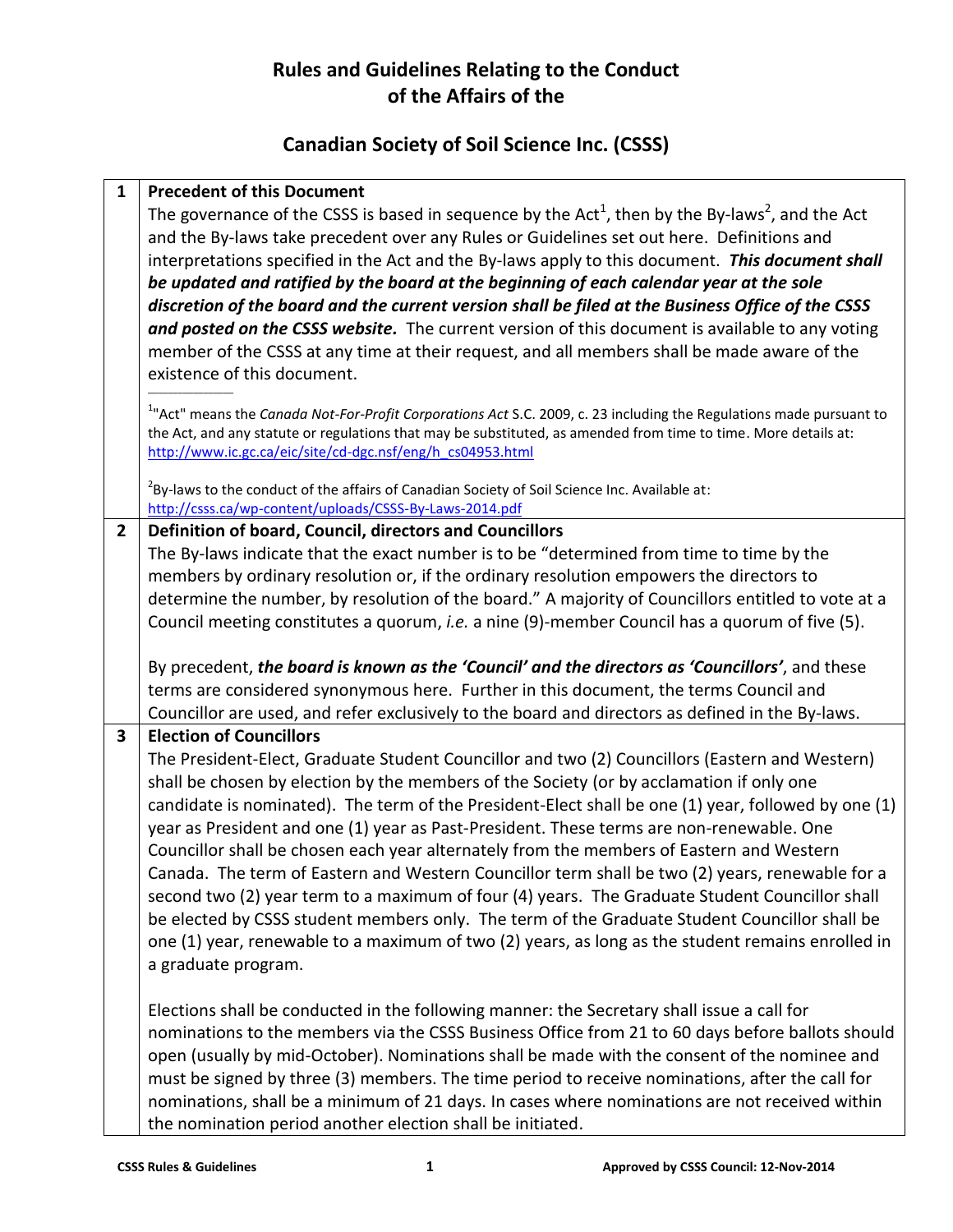# Rules and Guidelines Relating to the Conduct of the Affairs of the

# Canadian Society of Soil Science Inc. (CSSS)

## 1 Precedent of this Document

The governance of the CSSS is based in sequence by the Act[1], then by the By-laws[2], and the Act and the By-laws take precedent over any Rules or Guidelines set out here. Definitions and interpretations specified in the Act and the By-laws apply to this document. ***This document shall be updated and ratified by the board at the beginning of each calendar year at the sole discretion of the board and the current version shall be filed at the Business Office of the CSSS and posted on the CSSS website.*** The current version of this document is available to any voting member of the CSSS at any time at their request, and all members shall be made aware of the existence of this document.

[1]"Act" means the *Canada Not-For-Profit Corporations Act* S.C. 2009, c. 23 including the Regulations made pursuant to the Act, and any statute or regulations that may be substituted, as amended from time to time. More details at: http://www.ic.gc.ca/eic/site/cd-dgc.nsf/eng/h_cs04953.html

[2]By-laws to the conduct of the affairs of Canadian Society of Soil Science Inc. Available at: http://csss.ca/wp-content/uploads/CSSS-By-Laws-2014.pdf

## 2 Definition of board, Council, directors and Councillors

The By-laws indicate that the exact number is to be "determined from time to time by the members by ordinary resolution or, if the ordinary resolution empowers the directors to determine the number, by resolution of the board." A majority of Councillors entitled to vote at a Council meeting constitutes a quorum, *i.e.* a nine (9)-member Council has a quorum of five (5).

By precedent, ***the board is known as the 'Council' and the directors as 'Councillors'***, and these terms are considered synonymous here. Further in this document, the terms Council and Councillor are used, and refer exclusively to the board and directors as defined in the By-laws.

## 3 Election of Councillors

The President-Elect, Graduate Student Councillor and two (2) Councillors (Eastern and Western) shall be chosen by election by the members of the Society (or by acclamation if only one candidate is nominated). The term of the President-Elect shall be one (1) year, followed by one (1) year as President and one (1) year as Past-President. These terms are non-renewable. One Councillor shall be chosen each year alternately from the members of Eastern and Western Canada. The term of Eastern and Western Councillor term shall be two (2) years, renewable for a second two (2) year term to a maximum of four (4) years. The Graduate Student Councillor shall be elected by CSSS student members only. The term of the Graduate Student Councillor shall be one (1) year, renewable to a maximum of two (2) years, as long as the student remains enrolled in a graduate program.

Elections shall be conducted in the following manner: the Secretary shall issue a call for nominations to the members via the CSSS Business Office from 21 to 60 days before ballots should open (usually by mid-October). Nominations shall be made with the consent of the nominee and must be signed by three (3) members. The time period to receive nominations, after the call for nominations, shall be a minimum of 21 days. In cases where nominations are not received within the nomination period another election shall be initiated.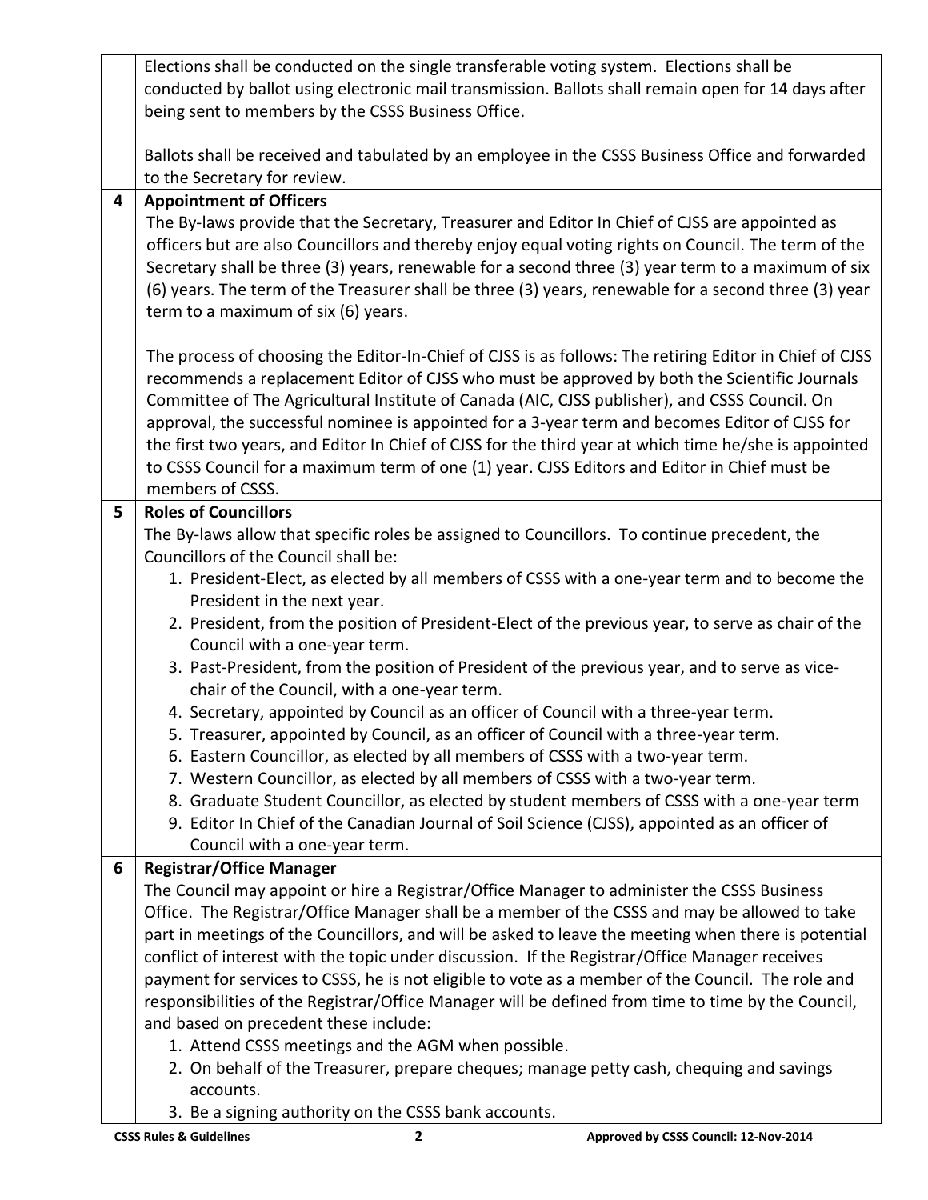Elections shall be conducted on the single transferable voting system. Elections shall be conducted by ballot using electronic mail transmission. Ballots shall remain open for 14 days after being sent to members by the CSSS Business Office.

Ballots shall be received and tabulated by an employee in the CSSS Business Office and forwarded to the Secretary for review.

## 4 Appointment of Officers

The By-laws provide that the Secretary, Treasurer and Editor In Chief of CJSS are appointed as officers but are also Councillors and thereby enjoy equal voting rights on Council. The term of the Secretary shall be three (3) years, renewable for a second three (3) year term to a maximum of six (6) years. The term of the Treasurer shall be three (3) years, renewable for a second three (3) year term to a maximum of six (6) years.

The process of choosing the Editor-In-Chief of CJSS is as follows: The retiring Editor in Chief of CJSS recommends a replacement Editor of CJSS who must be approved by both the Scientific Journals Committee of The Agricultural Institute of Canada (AIC, CJSS publisher), and CSSS Council. On approval, the successful nominee is appointed for a 3-year term and becomes Editor of CJSS for the first two years, and Editor In Chief of CJSS for the third year at which time he/she is appointed to CSSS Council for a maximum term of one (1) year. CJSS Editors and Editor in Chief must be members of CSSS.

## 5 Roles of Councillors

The By-laws allow that specific roles be assigned to Councillors. To continue precedent, the Councillors of the Council shall be:

1. President-Elect, as elected by all members of CSSS with a one-year term and to become the President in the next year.
2. President, from the position of President-Elect of the previous year, to serve as chair of the Council with a one-year term.
3. Past-President, from the position of President of the previous year, and to serve as vice-chair of the Council, with a one-year term.
4. Secretary, appointed by Council as an officer of Council with a three-year term.
5. Treasurer, appointed by Council, as an officer of Council with a three-year term.
6. Eastern Councillor, as elected by all members of CSSS with a two-year term.
7. Western Councillor, as elected by all members of CSSS with a two-year term.
8. Graduate Student Councillor, as elected by student members of CSSS with a one-year term
9. Editor In Chief of the Canadian Journal of Soil Science (CJSS), appointed as an officer of Council with a one-year term.

## 6 Registrar/Office Manager

The Council may appoint or hire a Registrar/Office Manager to administer the CSSS Business Office. The Registrar/Office Manager shall be a member of the CSSS and may be allowed to take part in meetings of the Councillors, and will be asked to leave the meeting when there is potential conflict of interest with the topic under discussion. If the Registrar/Office Manager receives payment for services to CSSS, he is not eligible to vote as a member of the Council. The role and responsibilities of the Registrar/Office Manager will be defined from time to time by the Council, and based on precedent these include:

1. Attend CSSS meetings and the AGM when possible.
2. On behalf of the Treasurer, prepare cheques; manage petty cash, chequing and savings accounts.
3. Be a signing authority on the CSSS bank accounts.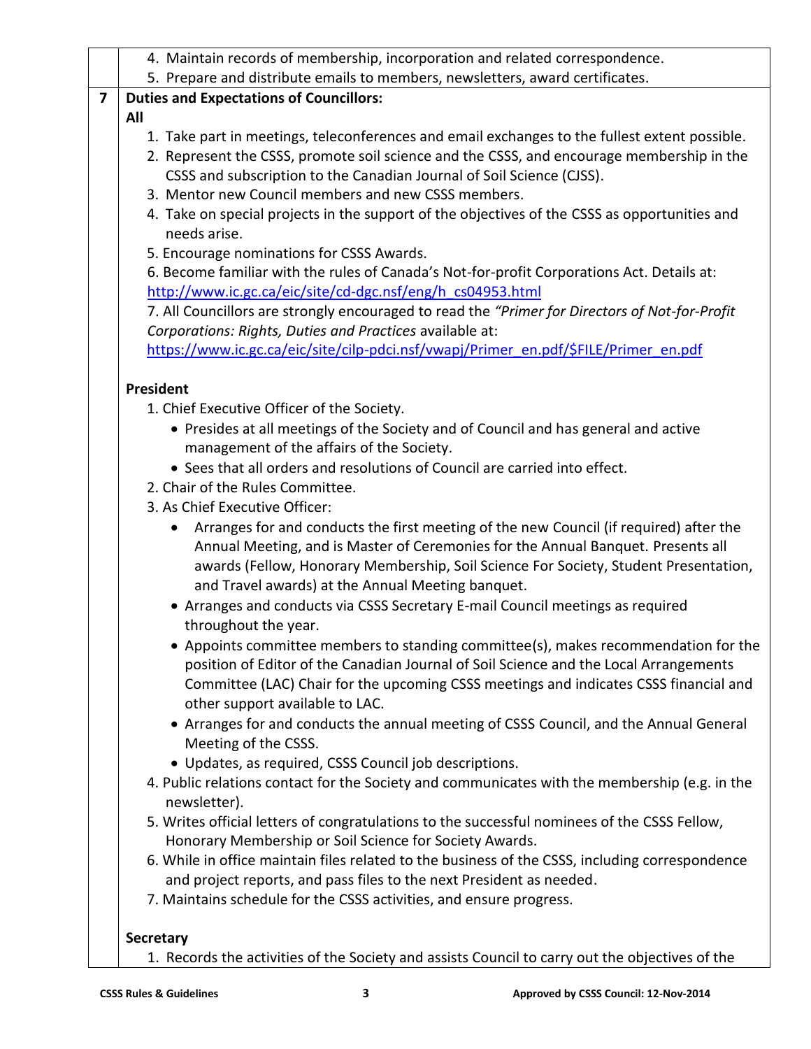4. Maintain records of membership, incorporation and related correspondence.
5. Prepare and distribute emails to members, newsletters, award certificates.

**7 Duties and Expectations of Councillors:**

**All**

1. Take part in meetings, teleconferences and email exchanges to the fullest extent possible.
2. Represent the CSSS, promote soil science and the CSSS, and encourage membership in the CSSS and subscription to the Canadian Journal of Soil Science (CJSS).
3. Mentor new Council members and new CSSS members.
4. Take on special projects in the support of the objectives of the CSSS as opportunities and needs arise.
5. Encourage nominations for CSSS Awards.
6. Become familiar with the rules of Canada's Not-for-profit Corporations Act. Details at: http://www.ic.gc.ca/eic/site/cd-dgc.nsf/eng/h_cs04953.html
7. All Councillors are strongly encouraged to read the *"Primer for Directors of Not-for-Profit Corporations: Rights, Duties and Practices* available at: https://www.ic.gc.ca/eic/site/cilp-pdci.nsf/vwapj/Primer_en.pdf/$FILE/Primer_en.pdf

**President**

1. Chief Executive Officer of the Society.
   - Presides at all meetings of the Society and of Council and has general and active management of the affairs of the Society.
   - Sees that all orders and resolutions of Council are carried into effect.
2. Chair of the Rules Committee.
3. As Chief Executive Officer:
   - Arranges for and conducts the first meeting of the new Council (if required) after the Annual Meeting, and is Master of Ceremonies for the Annual Banquet. Presents all awards (Fellow, Honorary Membership, Soil Science For Society, Student Presentation, and Travel awards) at the Annual Meeting banquet.
   - Arranges and conducts via CSSS Secretary E-mail Council meetings as required throughout the year.
   - Appoints committee members to standing committee(s), makes recommendation for the position of Editor of the Canadian Journal of Soil Science and the Local Arrangements Committee (LAC) Chair for the upcoming CSSS meetings and indicates CSSS financial and other support available to LAC.
   - Arranges for and conducts the annual meeting of CSSS Council, and the Annual General Meeting of the CSSS.
   - Updates, as required, CSSS Council job descriptions.
4. Public relations contact for the Society and communicates with the membership (e.g. in the newsletter).
5. Writes official letters of congratulations to the successful nominees of the CSSS Fellow, Honorary Membership or Soil Science for Society Awards.
6. While in office maintain files related to the business of the CSSS, including correspondence and project reports, and pass files to the next President as needed.
7. Maintains schedule for the CSSS activities, and ensure progress.

**Secretary**

1. Records the activities of the Society and assists Council to carry out the objectives of the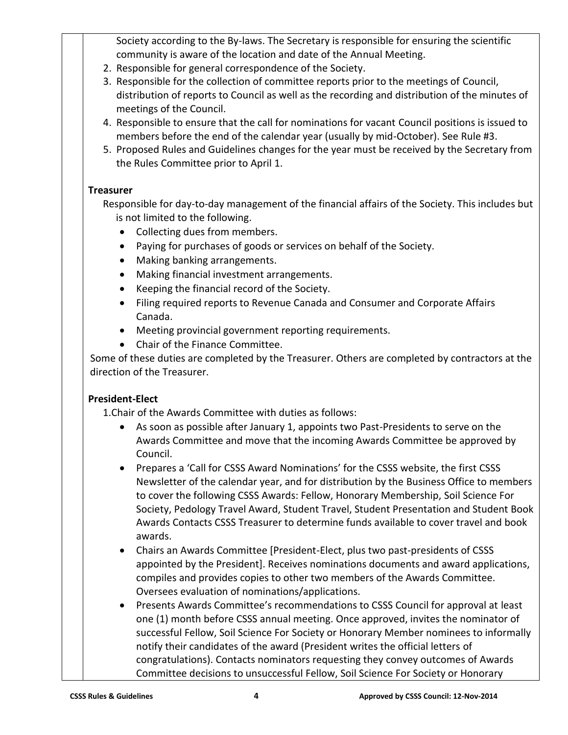Society according to the By-laws. The Secretary is responsible for ensuring the scientific community is aware of the location and date of the Annual Meeting.

2. Responsible for general correspondence of the Society.
3. Responsible for the collection of committee reports prior to the meetings of Council, distribution of reports to Council as well as the recording and distribution of the minutes of meetings of the Council.
4. Responsible to ensure that the call for nominations for vacant Council positions is issued to members before the end of the calendar year (usually by mid-October). See Rule #3.
5. Proposed Rules and Guidelines changes for the year must be received by the Secretary from the Rules Committee prior to April 1.

**Treasurer**

Responsible for day-to-day management of the financial affairs of the Society. This includes but is not limited to the following.

- Collecting dues from members.
- Paying for purchases of goods or services on behalf of the Society.
- Making banking arrangements.
- Making financial investment arrangements.
- Keeping the financial record of the Society.
- Filing required reports to Revenue Canada and Consumer and Corporate Affairs Canada.
- Meeting provincial government reporting requirements.
- Chair of the Finance Committee.

Some of these duties are completed by the Treasurer. Others are completed by contractors at the direction of the Treasurer.

**President-Elect**

1.Chair of the Awards Committee with duties as follows:

- As soon as possible after January 1, appoints two Past-Presidents to serve on the Awards Committee and move that the incoming Awards Committee be approved by Council.
- Prepares a 'Call for CSSS Award Nominations' for the CSSS website, the first CSSS Newsletter of the calendar year, and for distribution by the Business Office to members to cover the following CSSS Awards: Fellow, Honorary Membership, Soil Science For Society, Pedology Travel Award, Student Travel, Student Presentation and Student Book Awards Contacts CSSS Treasurer to determine funds available to cover travel and book awards.
- Chairs an Awards Committee [President-Elect, plus two past-presidents of CSSS appointed by the President]. Receives nominations documents and award applications, compiles and provides copies to other two members of the Awards Committee. Oversees evaluation of nominations/applications.
- Presents Awards Committee's recommendations to CSSS Council for approval at least one (1) month before CSSS annual meeting. Once approved, invites the nominator of successful Fellow, Soil Science For Society or Honorary Member nominees to informally notify their candidates of the award (President writes the official letters of congratulations). Contacts nominators requesting they convey outcomes of Awards Committee decisions to unsuccessful Fellow, Soil Science For Society or Honorary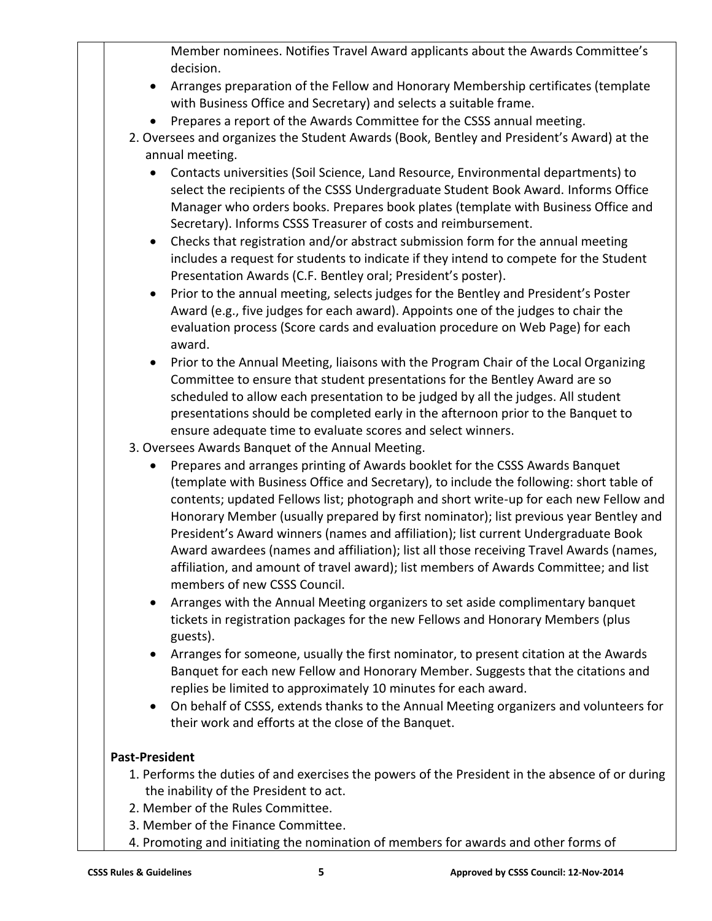Member nominees. Notifies Travel Award applicants about the Awards Committee's decision.

- Arranges preparation of the Fellow and Honorary Membership certificates (template with Business Office and Secretary) and selects a suitable frame.
- Prepares a report of the Awards Committee for the CSSS annual meeting.

2. Oversees and organizes the Student Awards (Book, Bentley and President's Award) at the annual meeting.
   - Contacts universities (Soil Science, Land Resource, Environmental departments) to select the recipients of the CSSS Undergraduate Student Book Award. Informs Office Manager who orders books. Prepares book plates (template with Business Office and Secretary). Informs CSSS Treasurer of costs and reimbursement.
   - Checks that registration and/or abstract submission form for the annual meeting includes a request for students to indicate if they intend to compete for the Student Presentation Awards (C.F. Bentley oral; President's poster).
   - Prior to the annual meeting, selects judges for the Bentley and President's Poster Award (e.g., five judges for each award). Appoints one of the judges to chair the evaluation process (Score cards and evaluation procedure on Web Page) for each award.
   - Prior to the Annual Meeting, liaisons with the Program Chair of the Local Organizing Committee to ensure that student presentations for the Bentley Award are so scheduled to allow each presentation to be judged by all the judges. All student presentations should be completed early in the afternoon prior to the Banquet to ensure adequate time to evaluate scores and select winners.
3. Oversees Awards Banquet of the Annual Meeting.
   - Prepares and arranges printing of Awards booklet for the CSSS Awards Banquet (template with Business Office and Secretary), to include the following: short table of contents; updated Fellows list; photograph and short write-up for each new Fellow and Honorary Member (usually prepared by first nominator); list previous year Bentley and President's Award winners (names and affiliation); list current Undergraduate Book Award awardees (names and affiliation); list all those receiving Travel Awards (names, affiliation, and amount of travel award); list members of Awards Committee; and list members of new CSSS Council.
   - Arranges with the Annual Meeting organizers to set aside complimentary banquet tickets in registration packages for the new Fellows and Honorary Members (plus guests).
   - Arranges for someone, usually the first nominator, to present citation at the Awards Banquet for each new Fellow and Honorary Member. Suggests that the citations and replies be limited to approximately 10 minutes for each award.
   - On behalf of CSSS, extends thanks to the Annual Meeting organizers and volunteers for their work and efforts at the close of the Banquet.

**Past-President**

1. Performs the duties of and exercises the powers of the President in the absence of or during the inability of the President to act.
2. Member of the Rules Committee.
3. Member of the Finance Committee.
4. Promoting and initiating the nomination of members for awards and other forms of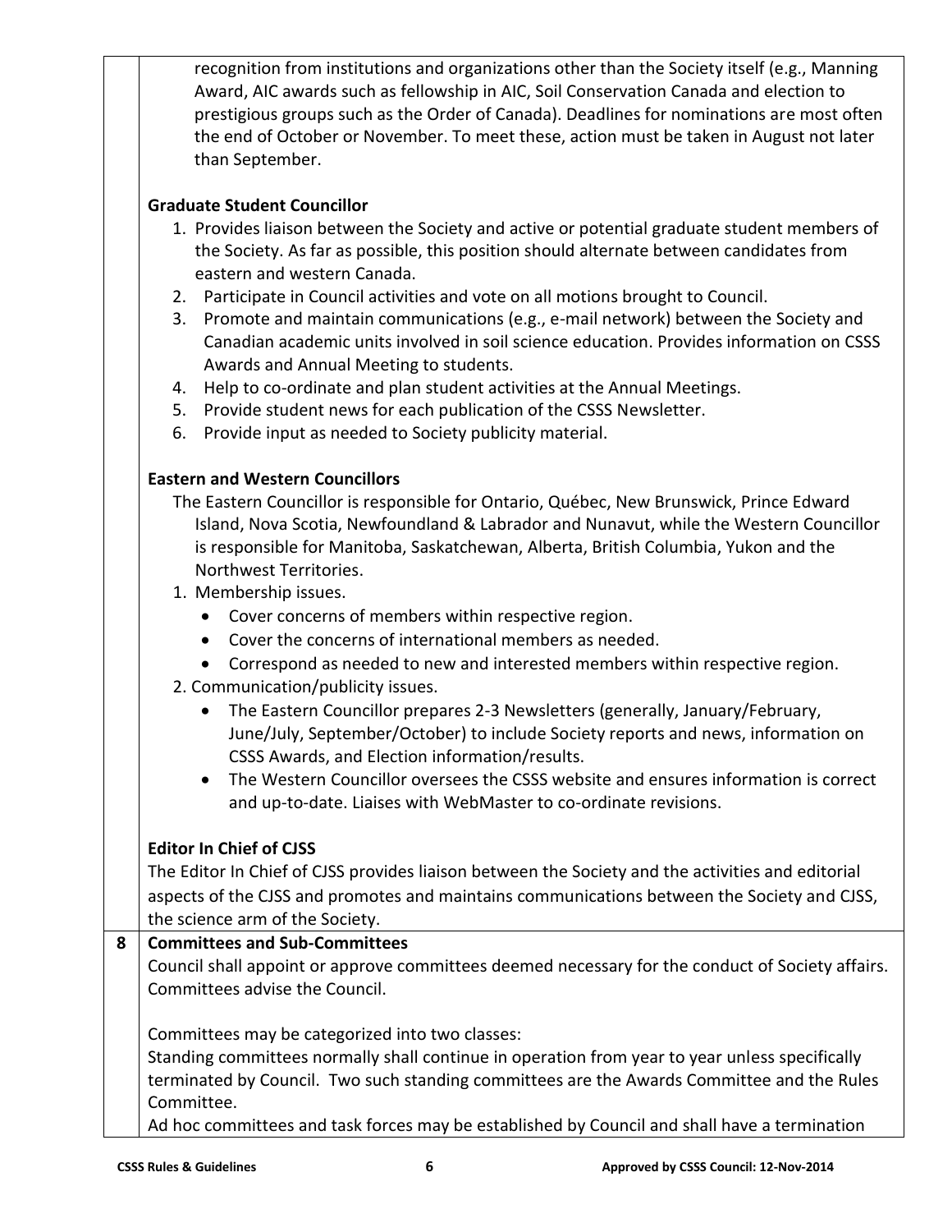recognition from institutions and organizations other than the Society itself (e.g., Manning Award, AIC awards such as fellowship in AIC, Soil Conservation Canada and election to prestigious groups such as the Order of Canada). Deadlines for nominations are most often the end of October or November. To meet these, action must be taken in August not later than September.

**Graduate Student Councillor**

1. Provides liaison between the Society and active or potential graduate student members of the Society. As far as possible, this position should alternate between candidates from eastern and western Canada.
2. Participate in Council activities and vote on all motions brought to Council.
3. Promote and maintain communications (e.g., e-mail network) between the Society and Canadian academic units involved in soil science education. Provides information on CSSS Awards and Annual Meeting to students.
4. Help to co-ordinate and plan student activities at the Annual Meetings.
5. Provide student news for each publication of the CSSS Newsletter.
6. Provide input as needed to Society publicity material.

**Eastern and Western Councillors**

The Eastern Councillor is responsible for Ontario, Québec, New Brunswick, Prince Edward Island, Nova Scotia, Newfoundland & Labrador and Nunavut, while the Western Councillor is responsible for Manitoba, Saskatchewan, Alberta, British Columbia, Yukon and the Northwest Territories.

1. Membership issues.
   - Cover concerns of members within respective region.
   - Cover the concerns of international members as needed.
   - Correspond as needed to new and interested members within respective region.
2. Communication/publicity issues.
   - The Eastern Councillor prepares 2-3 Newsletters (generally, January/February, June/July, September/October) to include Society reports and news, information on CSSS Awards, and Election information/results.
   - The Western Councillor oversees the CSSS website and ensures information is correct and up-to-date. Liaises with WebMaster to co-ordinate revisions.

**Editor In Chief of CJSS**

The Editor In Chief of CJSS provides liaison between the Society and the activities and editorial aspects of the CJSS and promotes and maintains communications between the Society and CJSS, the science arm of the Society.

## 8 Committees and Sub-Committees

Council shall appoint or approve committees deemed necessary for the conduct of Society affairs. Committees advise the Council.

Committees may be categorized into two classes:

Standing committees normally shall continue in operation from year to year unless specifically terminated by Council. Two such standing committees are the Awards Committee and the Rules Committee.

Ad hoc committees and task forces may be established by Council and shall have a termination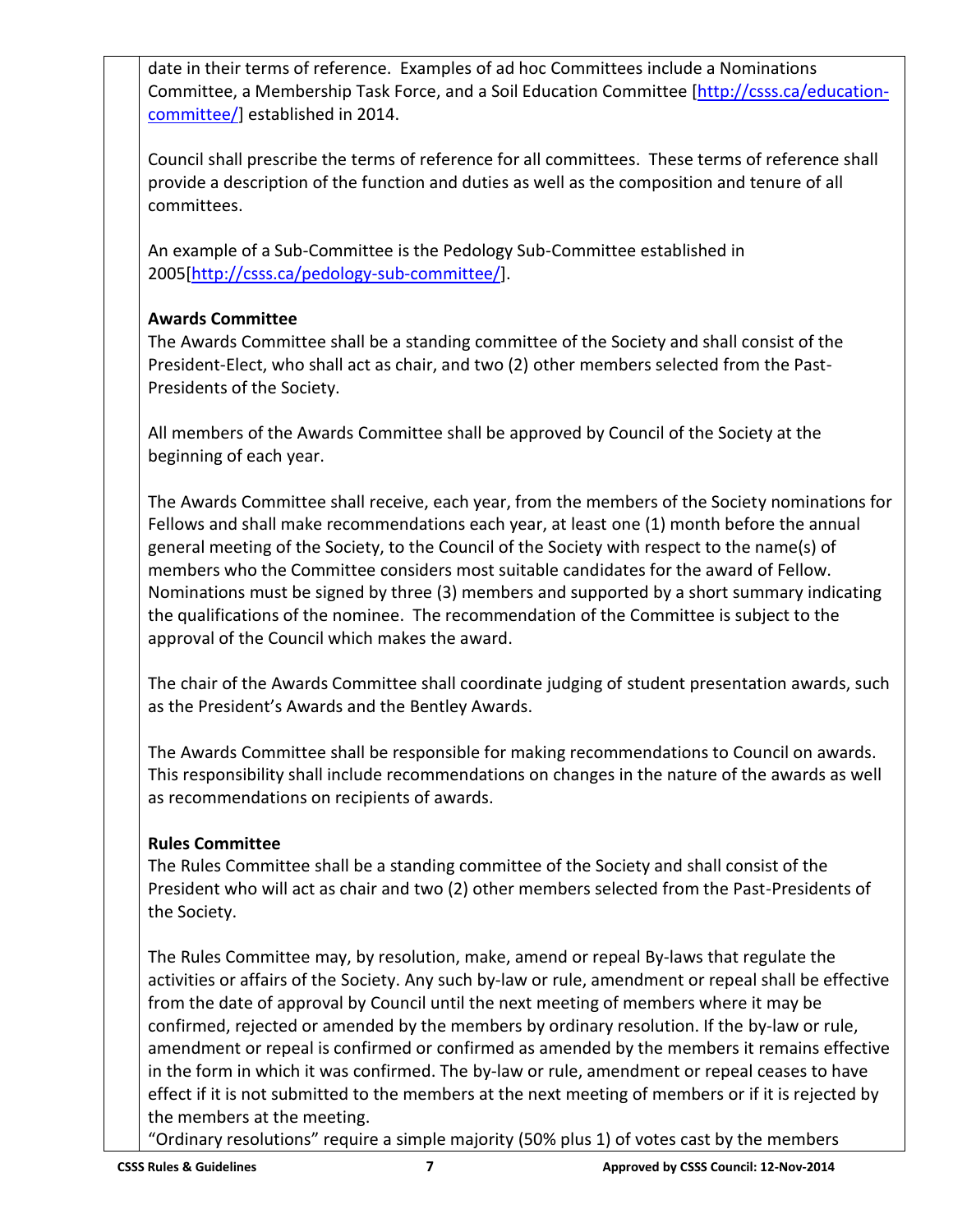date in their terms of reference. Examples of ad hoc Committees include a Nominations Committee, a Membership Task Force, and a Soil Education Committee [http://csss.ca/education-committee/] established in 2014.

Council shall prescribe the terms of reference for all committees. These terms of reference shall provide a description of the function and duties as well as the composition and tenure of all committees.

An example of a Sub-Committee is the Pedology Sub-Committee established in 2005[http://csss.ca/pedology-sub-committee/].

**Awards Committee**

The Awards Committee shall be a standing committee of the Society and shall consist of the President-Elect, who shall act as chair, and two (2) other members selected from the Past-Presidents of the Society.

All members of the Awards Committee shall be approved by Council of the Society at the beginning of each year.

The Awards Committee shall receive, each year, from the members of the Society nominations for Fellows and shall make recommendations each year, at least one (1) month before the annual general meeting of the Society, to the Council of the Society with respect to the name(s) of members who the Committee considers most suitable candidates for the award of Fellow. Nominations must be signed by three (3) members and supported by a short summary indicating the qualifications of the nominee. The recommendation of the Committee is subject to the approval of the Council which makes the award.

The chair of the Awards Committee shall coordinate judging of student presentation awards, such as the President's Awards and the Bentley Awards.

The Awards Committee shall be responsible for making recommendations to Council on awards. This responsibility shall include recommendations on changes in the nature of the awards as well as recommendations on recipients of awards.

**Rules Committee**

The Rules Committee shall be a standing committee of the Society and shall consist of the President who will act as chair and two (2) other members selected from the Past-Presidents of the Society.

The Rules Committee may, by resolution, make, amend or repeal By-laws that regulate the activities or affairs of the Society. Any such by-law or rule, amendment or repeal shall be effective from the date of approval by Council until the next meeting of members where it may be confirmed, rejected or amended by the members by ordinary resolution. If the by-law or rule, amendment or repeal is confirmed or confirmed as amended by the members it remains effective in the form in which it was confirmed. The by-law or rule, amendment or repeal ceases to have effect if it is not submitted to the members at the next meeting of members or if it is rejected by the members at the meeting.

"Ordinary resolutions" require a simple majority (50% plus 1) of votes cast by the members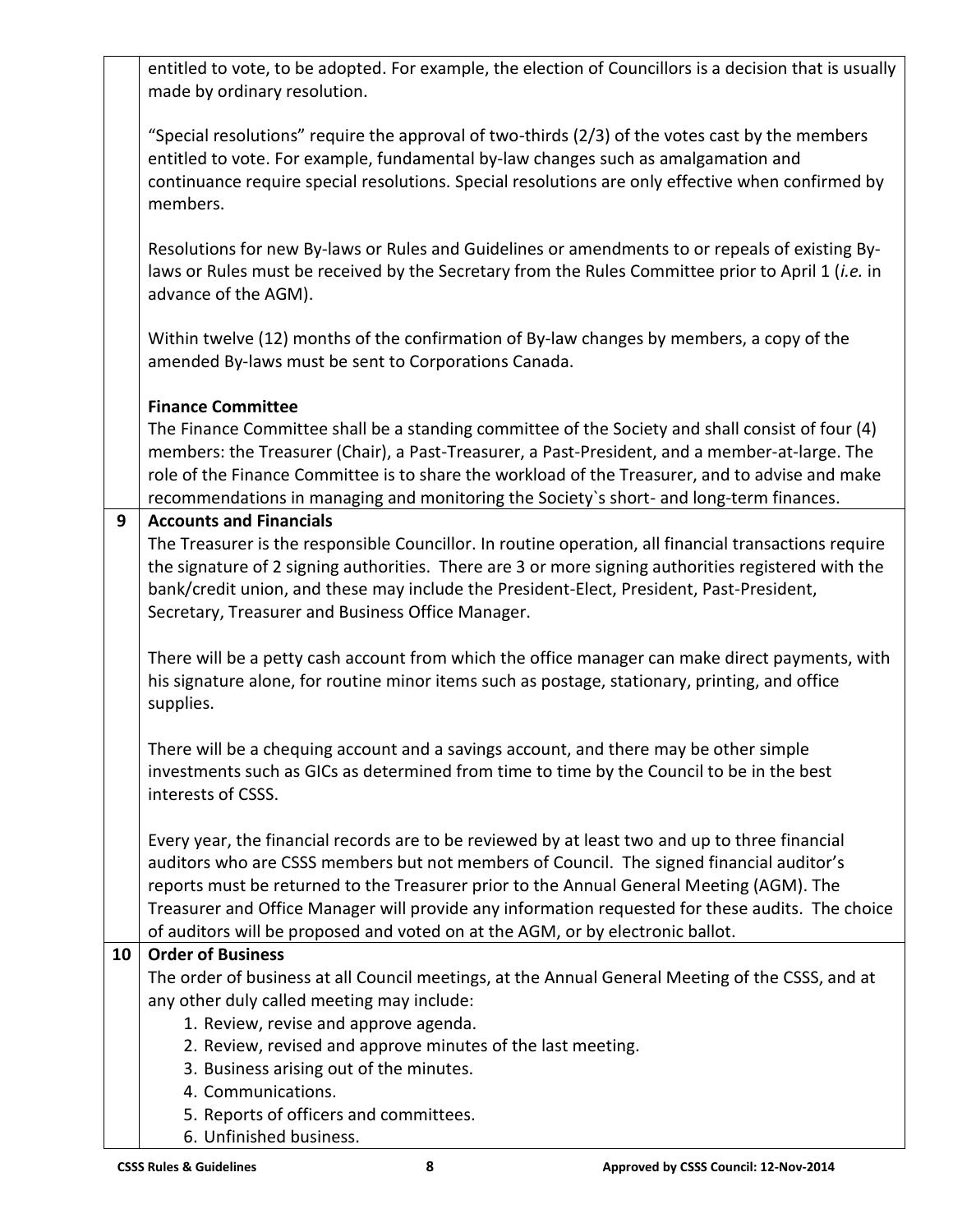entitled to vote, to be adopted. For example, the election of Councillors is a decision that is usually made by ordinary resolution.

"Special resolutions" require the approval of two-thirds (2/3) of the votes cast by the members entitled to vote. For example, fundamental by-law changes such as amalgamation and continuance require special resolutions. Special resolutions are only effective when confirmed by members.

Resolutions for new By-laws or Rules and Guidelines or amendments to or repeals of existing By-laws or Rules must be received by the Secretary from the Rules Committee prior to April 1 (*i.e.* in advance of the AGM).

Within twelve (12) months of the confirmation of By-law changes by members, a copy of the amended By-laws must be sent to Corporations Canada.

**Finance Committee**

The Finance Committee shall be a standing committee of the Society and shall consist of four (4) members: the Treasurer (Chair), a Past-Treasurer, a Past-President, and a member-at-large. The role of the Finance Committee is to share the workload of the Treasurer, and to advise and make recommendations in managing and monitoring the Society`s short- and long-term finances.

## 9 Accounts and Financials

The Treasurer is the responsible Councillor. In routine operation, all financial transactions require the signature of 2 signing authorities. There are 3 or more signing authorities registered with the bank/credit union, and these may include the President-Elect, President, Past-President, Secretary, Treasurer and Business Office Manager.

There will be a petty cash account from which the office manager can make direct payments, with his signature alone, for routine minor items such as postage, stationary, printing, and office supplies.

There will be a chequing account and a savings account, and there may be other simple investments such as GICs as determined from time to time by the Council to be in the best interests of CSSS.

Every year, the financial records are to be reviewed by at least two and up to three financial auditors who are CSSS members but not members of Council. The signed financial auditor's reports must be returned to the Treasurer prior to the Annual General Meeting (AGM). The Treasurer and Office Manager will provide any information requested for these audits. The choice of auditors will be proposed and voted on at the AGM, or by electronic ballot.

## 10 Order of Business

The order of business at all Council meetings, at the Annual General Meeting of the CSSS, and at any other duly called meeting may include:

1. Review, revise and approve agenda.
2. Review, revised and approve minutes of the last meeting.
3. Business arising out of the minutes.
4. Communications.
5. Reports of officers and committees.
6. Unfinished business.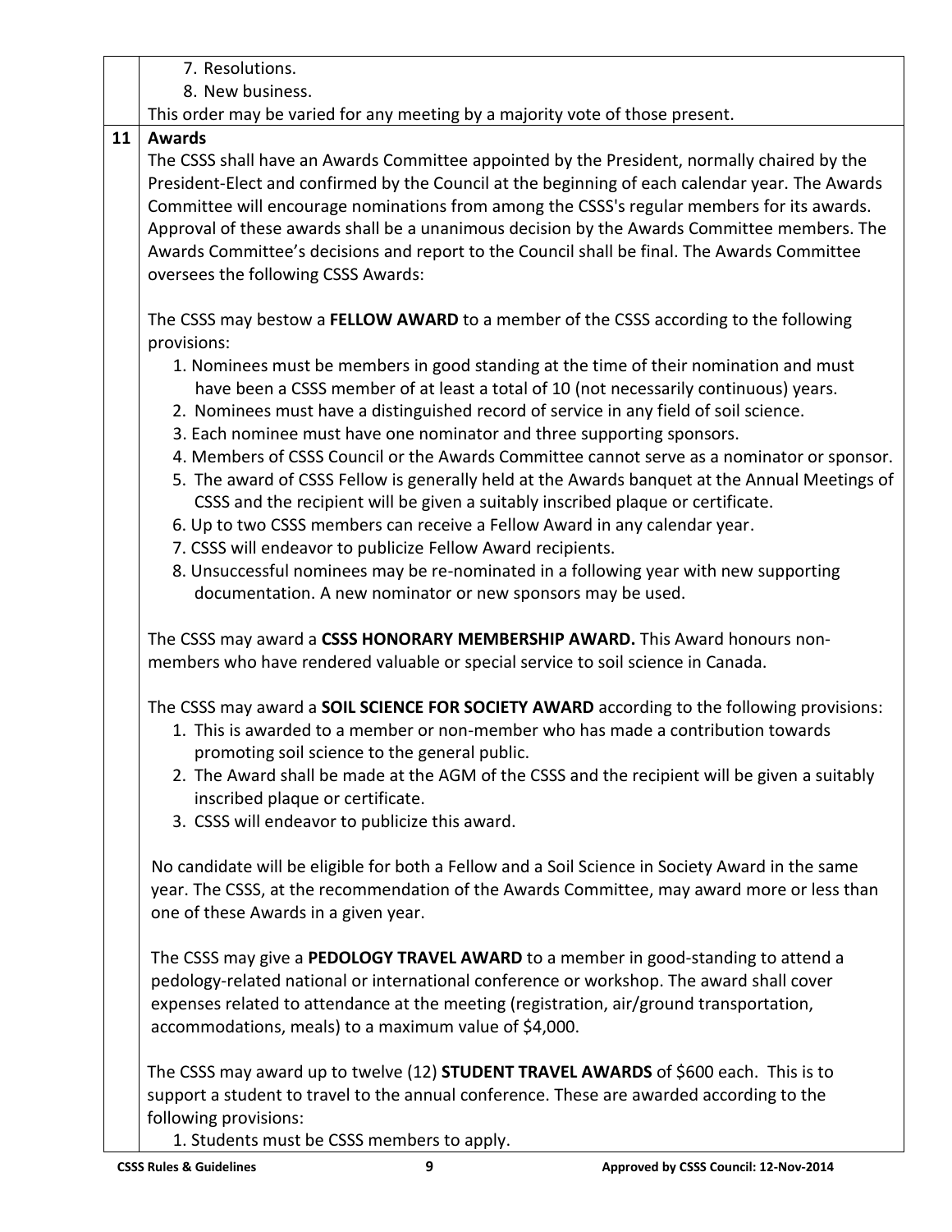7. Resolutions.
8. New business.

This order may be varied for any meeting by a majority vote of those present.

## 11 Awards

The CSSS shall have an Awards Committee appointed by the President, normally chaired by the President-Elect and confirmed by the Council at the beginning of each calendar year. The Awards Committee will encourage nominations from among the CSSS's regular members for its awards. Approval of these awards shall be a unanimous decision by the Awards Committee members. The Awards Committee's decisions and report to the Council shall be final. The Awards Committee oversees the following CSSS Awards:

The CSSS may bestow a **FELLOW AWARD** to a member of the CSSS according to the following provisions:

1. Nominees must be members in good standing at the time of their nomination and must have been a CSSS member of at least a total of 10 (not necessarily continuous) years.
2. Nominees must have a distinguished record of service in any field of soil science.
3. Each nominee must have one nominator and three supporting sponsors.
4. Members of CSSS Council or the Awards Committee cannot serve as a nominator or sponsor.
5. The award of CSSS Fellow is generally held at the Awards banquet at the Annual Meetings of CSSS and the recipient will be given a suitably inscribed plaque or certificate.
6. Up to two CSSS members can receive a Fellow Award in any calendar year.
7. CSSS will endeavor to publicize Fellow Award recipients.
8. Unsuccessful nominees may be re-nominated in a following year with new supporting documentation. A new nominator or new sponsors may be used.

The CSSS may award a **CSSS HONORARY MEMBERSHIP AWARD.** This Award honours non-members who have rendered valuable or special service to soil science in Canada.

The CSSS may award a **SOIL SCIENCE FOR SOCIETY AWARD** according to the following provisions:

1. This is awarded to a member or non-member who has made a contribution towards promoting soil science to the general public.
2. The Award shall be made at the AGM of the CSSS and the recipient will be given a suitably inscribed plaque or certificate.
3. CSSS will endeavor to publicize this award.

No candidate will be eligible for both a Fellow and a Soil Science in Society Award in the same year. The CSSS, at the recommendation of the Awards Committee, may award more or less than one of these Awards in a given year.

The CSSS may give a **PEDOLOGY TRAVEL AWARD** to a member in good-standing to attend a pedology-related national or international conference or workshop. The award shall cover expenses related to attendance at the meeting (registration, air/ground transportation, accommodations, meals) to a maximum value of $4,000.

The CSSS may award up to twelve (12) **STUDENT TRAVEL AWARDS** of $600 each. This is to support a student to travel to the annual conference. These are awarded according to the following provisions:

1. Students must be CSSS members to apply.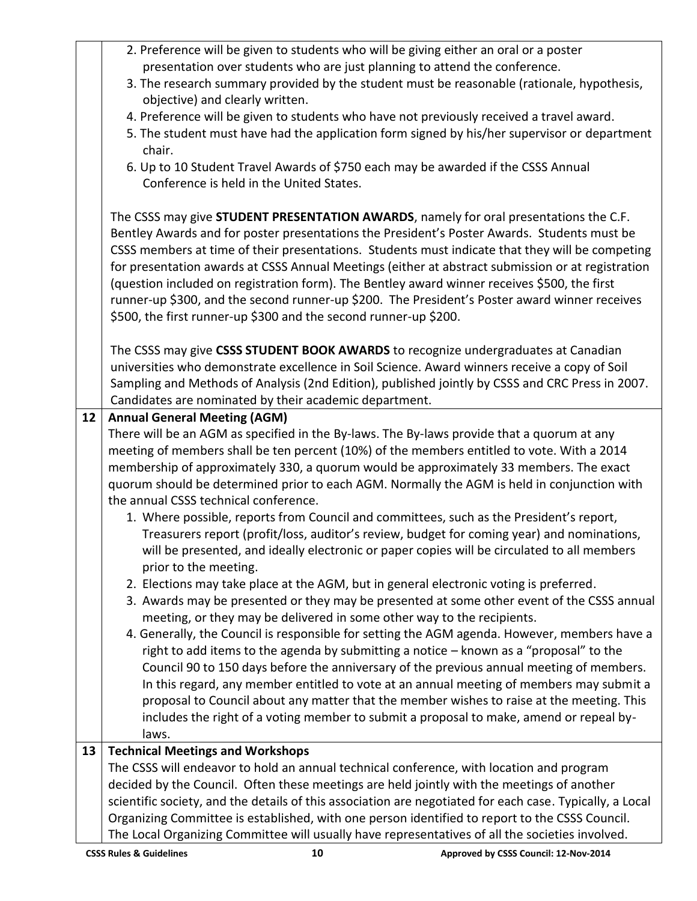2. Preference will be given to students who will be giving either an oral or a poster presentation over students who are just planning to attend the conference.
3. The research summary provided by the student must be reasonable (rationale, hypothesis, objective) and clearly written.
4. Preference will be given to students who have not previously received a travel award.
5. The student must have had the application form signed by his/her supervisor or department chair.
6. Up to 10 Student Travel Awards of $750 each may be awarded if the CSSS Annual Conference is held in the United States.

The CSSS may give **STUDENT PRESENTATION AWARDS**, namely for oral presentations the C.F. Bentley Awards and for poster presentations the President's Poster Awards. Students must be CSSS members at time of their presentations. Students must indicate that they will be competing for presentation awards at CSSS Annual Meetings (either at abstract submission or at registration (question included on registration form). The Bentley award winner receives $500, the first runner-up $300, and the second runner-up $200. The President's Poster award winner receives $500, the first runner-up $300 and the second runner-up $200.

The CSSS may give **CSSS STUDENT BOOK AWARDS** to recognize undergraduates at Canadian universities who demonstrate excellence in Soil Science. Award winners receive a copy of Soil Sampling and Methods of Analysis (2nd Edition), published jointly by CSSS and CRC Press in 2007. Candidates are nominated by their academic department.

## 12 Annual General Meeting (AGM)

There will be an AGM as specified in the By-laws. The By-laws provide that a quorum at any meeting of members shall be ten percent (10%) of the members entitled to vote. With a 2014 membership of approximately 330, a quorum would be approximately 33 members. The exact quorum should be determined prior to each AGM. Normally the AGM is held in conjunction with the annual CSSS technical conference.

1. Where possible, reports from Council and committees, such as the President's report, Treasurers report (profit/loss, auditor's review, budget for coming year) and nominations, will be presented, and ideally electronic or paper copies will be circulated to all members prior to the meeting.
2. Elections may take place at the AGM, but in general electronic voting is preferred.
3. Awards may be presented or they may be presented at some other event of the CSSS annual meeting, or they may be delivered in some other way to the recipients.
4. Generally, the Council is responsible for setting the AGM agenda. However, members have a right to add items to the agenda by submitting a notice – known as a "proposal" to the Council 90 to 150 days before the anniversary of the previous annual meeting of members. In this regard, any member entitled to vote at an annual meeting of members may submit a proposal to Council about any matter that the member wishes to raise at the meeting. This includes the right of a voting member to submit a proposal to make, amend or repeal by-laws.

## 13 Technical Meetings and Workshops

The CSSS will endeavor to hold an annual technical conference, with location and program decided by the Council. Often these meetings are held jointly with the meetings of another scientific society, and the details of this association are negotiated for each case. Typically, a Local Organizing Committee is established, with one person identified to report to the CSSS Council. The Local Organizing Committee will usually have representatives of all the societies involved.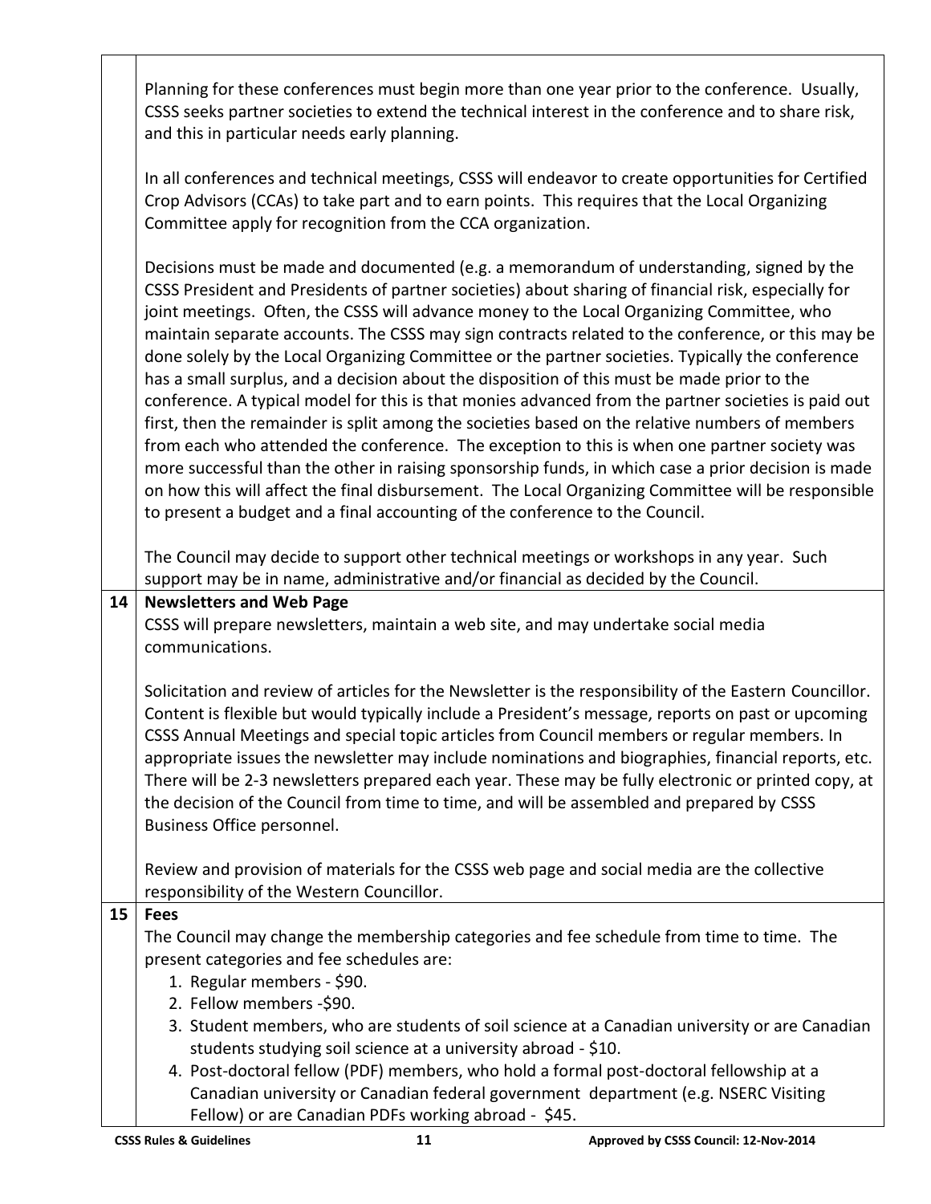Planning for these conferences must begin more than one year prior to the conference. Usually, CSSS seeks partner societies to extend the technical interest in the conference and to share risk, and this in particular needs early planning.

In all conferences and technical meetings, CSSS will endeavor to create opportunities for Certified Crop Advisors (CCAs) to take part and to earn points. This requires that the Local Organizing Committee apply for recognition from the CCA organization.

Decisions must be made and documented (e.g. a memorandum of understanding, signed by the CSSS President and Presidents of partner societies) about sharing of financial risk, especially for joint meetings. Often, the CSSS will advance money to the Local Organizing Committee, who maintain separate accounts. The CSSS may sign contracts related to the conference, or this may be done solely by the Local Organizing Committee or the partner societies. Typically the conference has a small surplus, and a decision about the disposition of this must be made prior to the conference. A typical model for this is that monies advanced from the partner societies is paid out first, then the remainder is split among the societies based on the relative numbers of members from each who attended the conference. The exception to this is when one partner society was more successful than the other in raising sponsorship funds, in which case a prior decision is made on how this will affect the final disbursement. The Local Organizing Committee will be responsible to present a budget and a final accounting of the conference to the Council.

The Council may decide to support other technical meetings or workshops in any year. Such support may be in name, administrative and/or financial as decided by the Council.

## 14 Newsletters and Web Page

CSSS will prepare newsletters, maintain a web site, and may undertake social media communications.

Solicitation and review of articles for the Newsletter is the responsibility of the Eastern Councillor. Content is flexible but would typically include a President's message, reports on past or upcoming CSSS Annual Meetings and special topic articles from Council members or regular members. In appropriate issues the newsletter may include nominations and biographies, financial reports, etc. There will be 2-3 newsletters prepared each year. These may be fully electronic or printed copy, at the decision of the Council from time to time, and will be assembled and prepared by CSSS Business Office personnel.

Review and provision of materials for the CSSS web page and social media are the collective responsibility of the Western Councillor.

## 15 Fees

The Council may change the membership categories and fee schedule from time to time. The present categories and fee schedules are:

1. Regular members - $90.
2. Fellow members -$90.
3. Student members, who are students of soil science at a Canadian university or are Canadian students studying soil science at a university abroad - $10.
4. Post-doctoral fellow (PDF) members, who hold a formal post-doctoral fellowship at a Canadian university or Canadian federal government department (e.g. NSERC Visiting Fellow) or are Canadian PDFs working abroad - $45.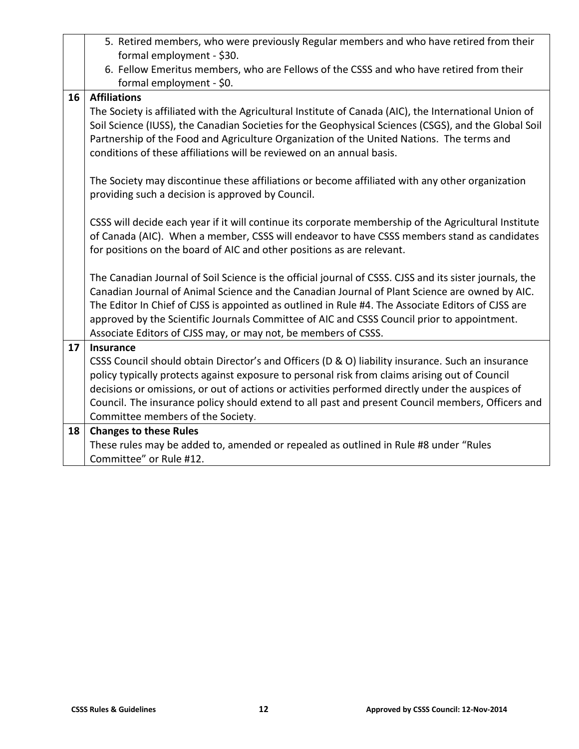| | |
|---|---|
| | 5. Retired members, who were previously Regular members and who have retired from their formal employment - $30.<br>6. Fellow Emeritus members, who are Fellows of the CSSS and who have retired from their formal employment - $0. |
| **16** | **Affiliations**<br>The Society is affiliated with the Agricultural Institute of Canada (AIC), the International Union of Soil Science (IUSS), the Canadian Societies for the Geophysical Sciences (CSGS), and the Global Soil Partnership of the Food and Agriculture Organization of the United Nations. The terms and conditions of these affiliations will be reviewed on an annual basis.<br><br>The Society may discontinue these affiliations or become affiliated with any other organization providing such a decision is approved by Council.<br><br>CSSS will decide each year if it will continue its corporate membership of the Agricultural Institute of Canada (AIC). When a member, CSSS will endeavor to have CSSS members stand as candidates for positions on the board of AIC and other positions as are relevant.<br><br>The Canadian Journal of Soil Science is the official journal of CSSS. CJSS and its sister journals, the Canadian Journal of Animal Science and the Canadian Journal of Plant Science are owned by AIC. The Editor In Chief of CJSS is appointed as outlined in Rule #4. The Associate Editors of CJSS are approved by the Scientific Journals Committee of AIC and CSSS Council prior to appointment. Associate Editors of CJSS may, or may not, be members of CSSS. |
| **17** | **Insurance**<br>CSSS Council should obtain Director's and Officers (D & O) liability insurance. Such an insurance policy typically protects against exposure to personal risk from claims arising out of Council decisions or omissions, or out of actions or activities performed directly under the auspices of Council. The insurance policy should extend to all past and present Council members, Officers and Committee members of the Society. |
| **18** | **Changes to these Rules**<br>These rules may be added to, amended or repealed as outlined in Rule #8 under "Rules Committee" or Rule #12. |